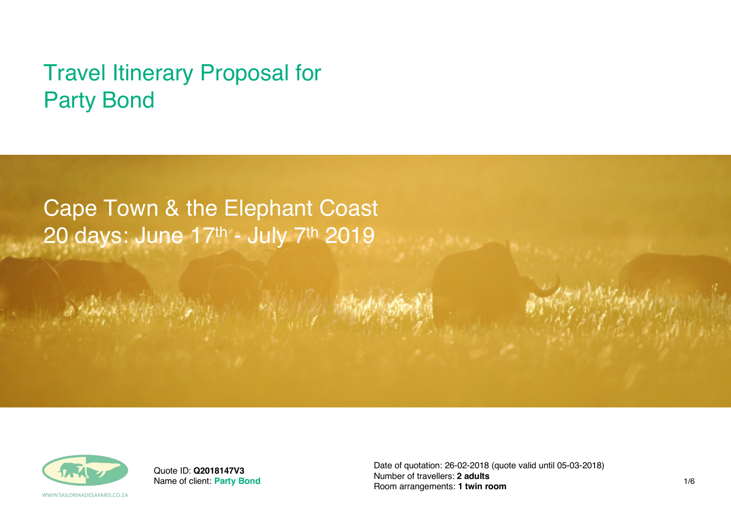# Travel Itinerary Proposal for Party Bond

## Cape Town & the Elephant Coast
## 20 days: June 17th - July 7th 2019

WWW.TAILORMADESAFARIS.CO.ZA

Quote ID: **Q2018147V3**
Name of client: **Party Bond**

Date of quotation: 26-02-2018 (quote valid until 05-03-2018)
Number of travellers: **2 adults**
Room arrangements: **1 twin room**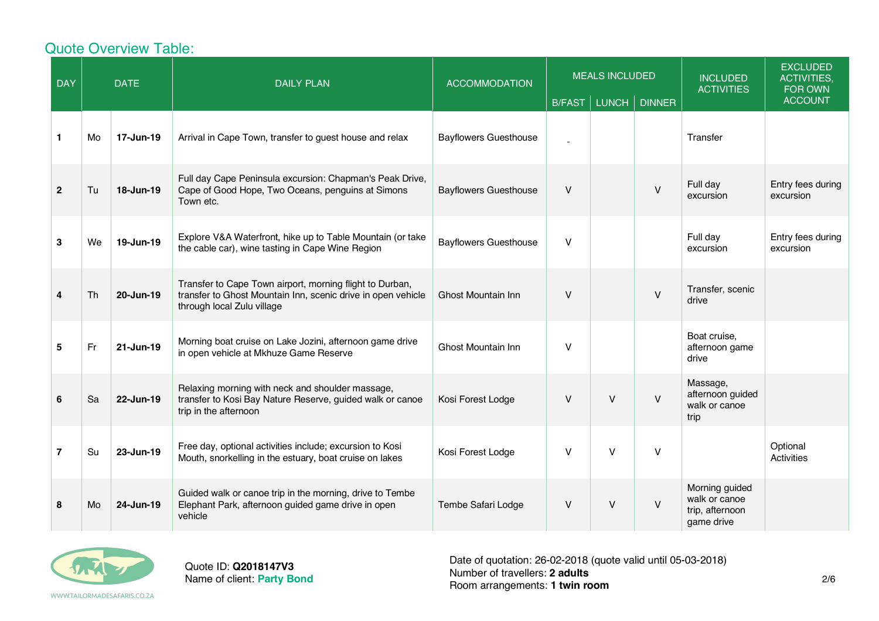## Quote Overview Table:

| DAY | DATE | | DAILY PLAN | ACCOMMODATION | MEALS INCLUDED | | | INCLUDED ACTIVITIES | EXCLUDED ACTIVITIES, FOR OWN ACCOUNT |
|---|---|---|---|---|---|---|---|---|---|
| | | | | | B/FAST | LUNCH | DINNER | | |
| **1** | Mo | **17-Jun-19** | Arrival in Cape Town, transfer to guest house and relax | Bayflowers Guesthouse | - | | | Transfer | |
| **2** | Tu | **18-Jun-19** | Full day Cape Peninsula excursion: Chapman's Peak Drive, Cape of Good Hope, Two Oceans, penguins at Simons Town etc. | Bayflowers Guesthouse | V | | V | Full day excursion | Entry fees during excursion |
| **3** | We | **19-Jun-19** | Explore V&A Waterfront, hike up to Table Mountain (or take the cable car), wine tasting in Cape Wine Region | Bayflowers Guesthouse | V | | | Full day excursion | Entry fees during excursion |
| **4** | Th | **20-Jun-19** | Transfer to Cape Town airport, morning flight to Durban, transfer to Ghost Mountain Inn, scenic drive in open vehicle through local Zulu village | Ghost Mountain Inn | V | | V | Transfer, scenic drive | |
| **5** | Fr | **21-Jun-19** | Morning boat cruise on Lake Jozini, afternoon game drive in open vehicle at Mkhuze Game Reserve | Ghost Mountain Inn | V | | | Boat cruise, afternoon game drive | |
| **6** | Sa | **22-Jun-19** | Relaxing morning with neck and shoulder massage, transfer to Kosi Bay Nature Reserve, guided walk or canoe trip in the afternoon | Kosi Forest Lodge | V | V | V | Massage, afternoon guided walk or canoe trip | |
| **7** | Su | **23-Jun-19** | Free day, optional activities include; excursion to Kosi Mouth, snorkelling in the estuary, boat cruise on lakes | Kosi Forest Lodge | V | V | V | | Optional Activities |
| **8** | Mo | **24-Jun-19** | Guided walk or canoe trip in the morning, drive to Tembe Elephant Park, afternoon guided game drive in open vehicle | Tembe Safari Lodge | V | V | V | Morning guided walk or canoe trip, afternoon game drive | |

WWW.TAILORMADESAFARIS.CO.ZA

Quote ID: **Q2018147V3**
Name of client: **Party Bond**

Date of quotation: 26-02-2018 (quote valid until 05-03-2018)
Number of travellers: **2 adults**
Room arrangements: **1 twin room**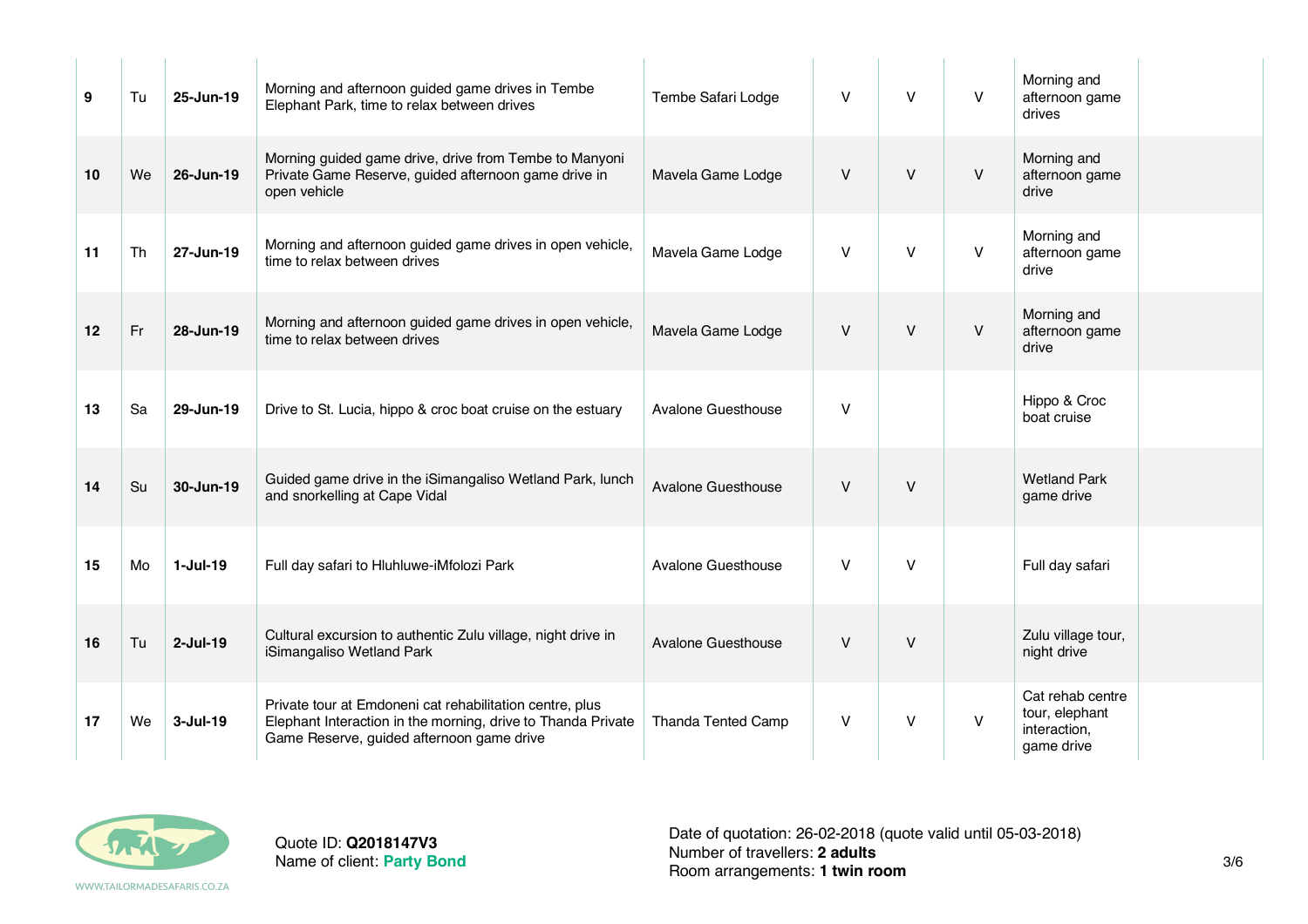| | | | | | | | | | |
|---|---|---|---|---|---|---|---|---|---|
| **9** | Tu | **25-Jun-19** | Morning and afternoon guided game drives in Tembe Elephant Park, time to relax between drives | Tembe Safari Lodge | V | V | V | Morning and afternoon game drives | |
| **10** | We | **26-Jun-19** | Morning guided game drive, drive from Tembe to Manyoni Private Game Reserve, guided afternoon game drive in open vehicle | Mavela Game Lodge | V | V | V | Morning and afternoon game drive | |
| **11** | Th | **27-Jun-19** | Morning and afternoon guided game drives in open vehicle, time to relax between drives | Mavela Game Lodge | V | V | V | Morning and afternoon game drive | |
| **12** | Fr | **28-Jun-19** | Morning and afternoon guided game drives in open vehicle, time to relax between drives | Mavela Game Lodge | V | V | V | Morning and afternoon game drive | |
| **13** | Sa | **29-Jun-19** | Drive to St. Lucia, hippo & croc boat cruise on the estuary | Avalone Guesthouse | V | | | Hippo & Croc boat cruise | |
| **14** | Su | **30-Jun-19** | Guided game drive in the iSimangaliso Wetland Park, lunch and snorkelling at Cape Vidal | Avalone Guesthouse | V | V | | Wetland Park game drive | |
| **15** | Mo | **1-Jul-19** | Full day safari to Hluhluwe-iMfolozi Park | Avalone Guesthouse | V | V | | Full day safari | |
| **16** | Tu | **2-Jul-19** | Cultural excursion to authentic Zulu village, night drive in iSimangaliso Wetland Park | Avalone Guesthouse | V | V | | Zulu village tour, night drive | |
| **17** | We | **3-Jul-19** | Private tour at Emdoneni cat rehabilitation centre, plus Elephant Interaction in the morning, drive to Thanda Private Game Reserve, guided afternoon game drive | Thanda Tented Camp | V | V | V | Cat rehab centre tour, elephant interaction, game drive | |

Quote ID: **Q2018147V3**
Name of client: **Party Bond**

Date of quotation: 26-02-2018 (quote valid until 05-03-2018)
Number of travellers: **2 adults**
Room arrangements: **1 twin room**

WWW.TAILORMADESAFARIS.CO.ZA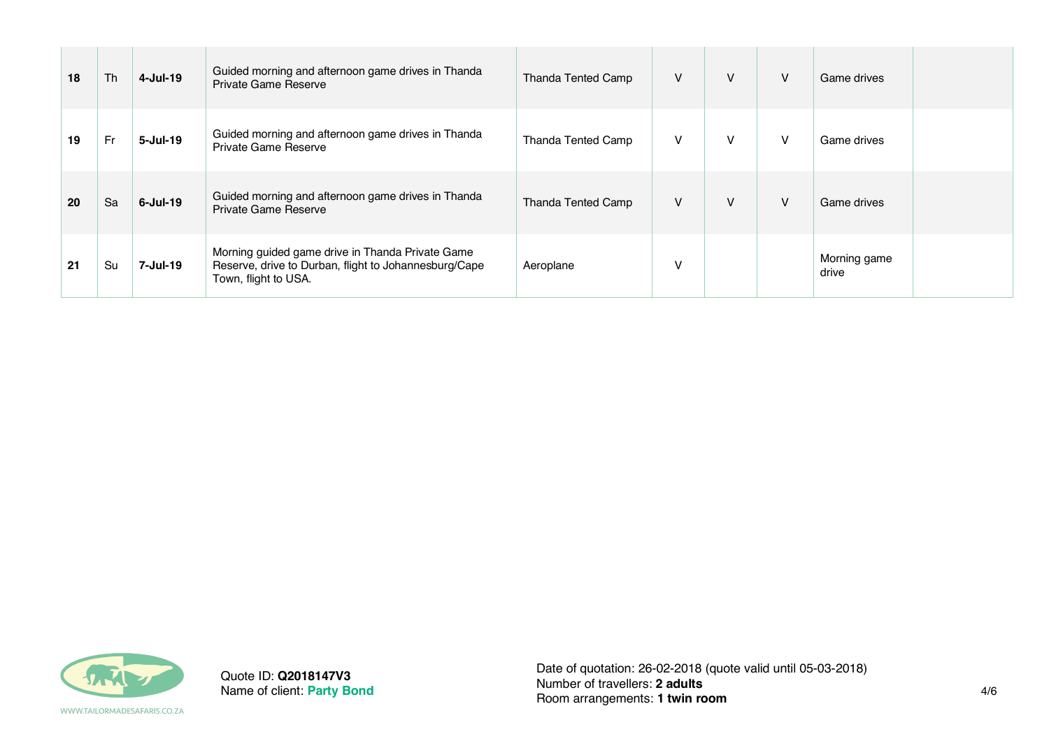| | | | | | | | | | |
|---|---|---|---|---|---|---|---|---|---|
| **18** | Th | **4-Jul-19** | Guided morning and afternoon game drives in Thanda Private Game Reserve | Thanda Tented Camp | V | V | V | Game drives | |
| **19** | Fr | **5-Jul-19** | Guided morning and afternoon game drives in Thanda Private Game Reserve | Thanda Tented Camp | V | V | V | Game drives | |
| **20** | Sa | **6-Jul-19** | Guided morning and afternoon game drives in Thanda Private Game Reserve | Thanda Tented Camp | V | V | V | Game drives | |
| **21** | Su | **7-Jul-19** | Morning guided game drive in Thanda Private Game Reserve, drive to Durban, flight to Johannesburg/Cape Town, flight to USA. | Aeroplane | V | | | Morning game drive | |

WWW.TAILORMADESAFARIS.CO.ZA

Quote ID: **Q2018147V3**
Name of client: **Party Bond**

Date of quotation: 26-02-2018 (quote valid until 05-03-2018)
Number of travellers: **2 adults**
Room arrangements: **1 twin room**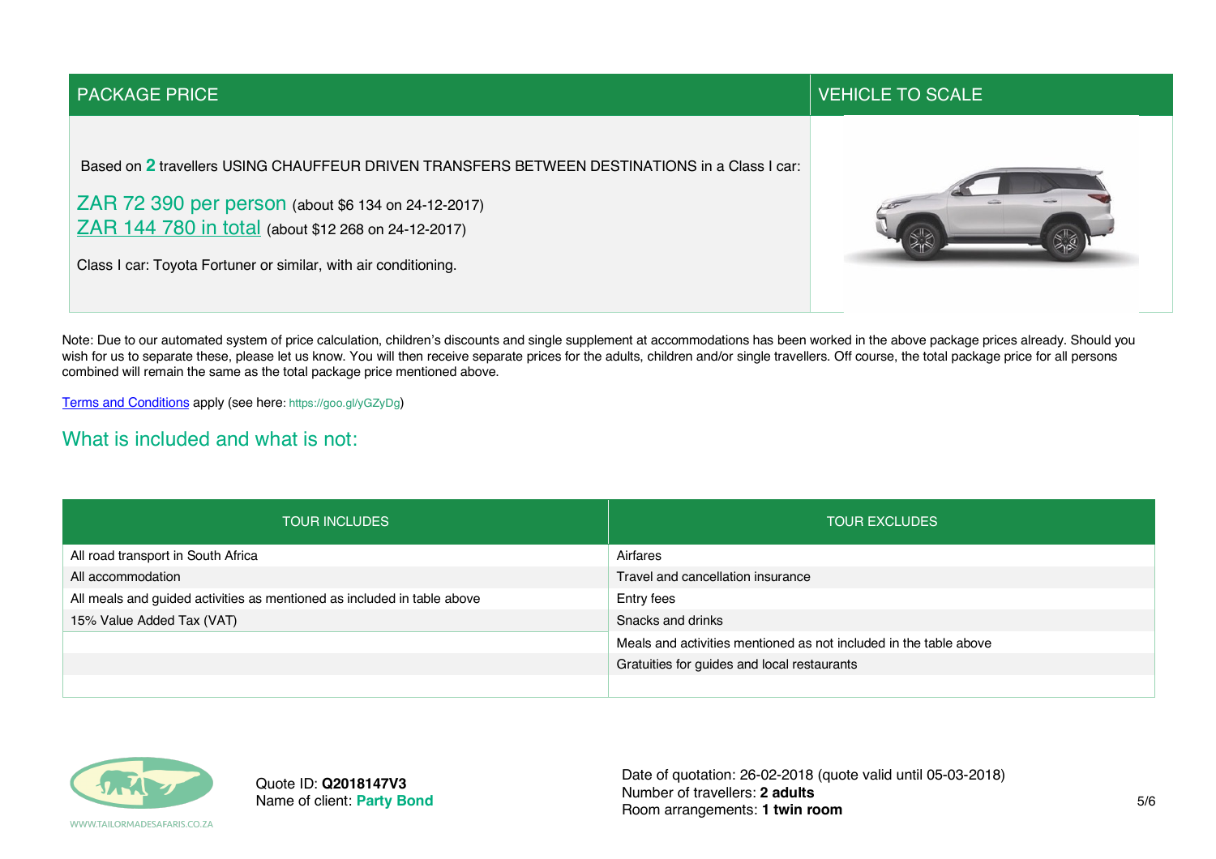| PACKAGE PRICE | VEHICLE TO SCALE |
|---|---|
| Based on **2** travellers USING CHAUFFEUR DRIVEN TRANSFERS BETWEEN DESTINATIONS in a Class I car:<br><br>ZAR 72 390 per person (about $6 134 on 24-12-2017)<br>ZAR 144 780 in total (about $12 268 on 24-12-2017)<br><br>Class I car: Toyota Fortuner or similar, with air conditioning. | |

Note: Due to our automated system of price calculation, children's discounts and single supplement at accommodations has been worked in the above package prices already. Should you wish for us to separate these, please let us know. You will then receive separate prices for the adults, children and/or single travellers. Off course, the total package price for all persons combined will remain the same as the total package price mentioned above.

Terms and Conditions apply (see here: https://goo.gl/yGZyDg)

## What is included and what is not:

| TOUR INCLUDES | TOUR EXCLUDES |
|---|---|
| All road transport in South Africa | Airfares |
| All accommodation | Travel and cancellation insurance |
| All meals and guided activities as mentioned as included in table above | Entry fees |
| 15% Value Added Tax (VAT) | Snacks and drinks |
| | Meals and activities mentioned as not included in the table above |
| | Gratuities for guides and local restaurants |

Quote ID: **Q2018147V3**
Name of client: **Party Bond**

Date of quotation: 26-02-2018 (quote valid until 05-03-2018)
Number of travellers: **2 adults**
Room arrangements: **1 twin room**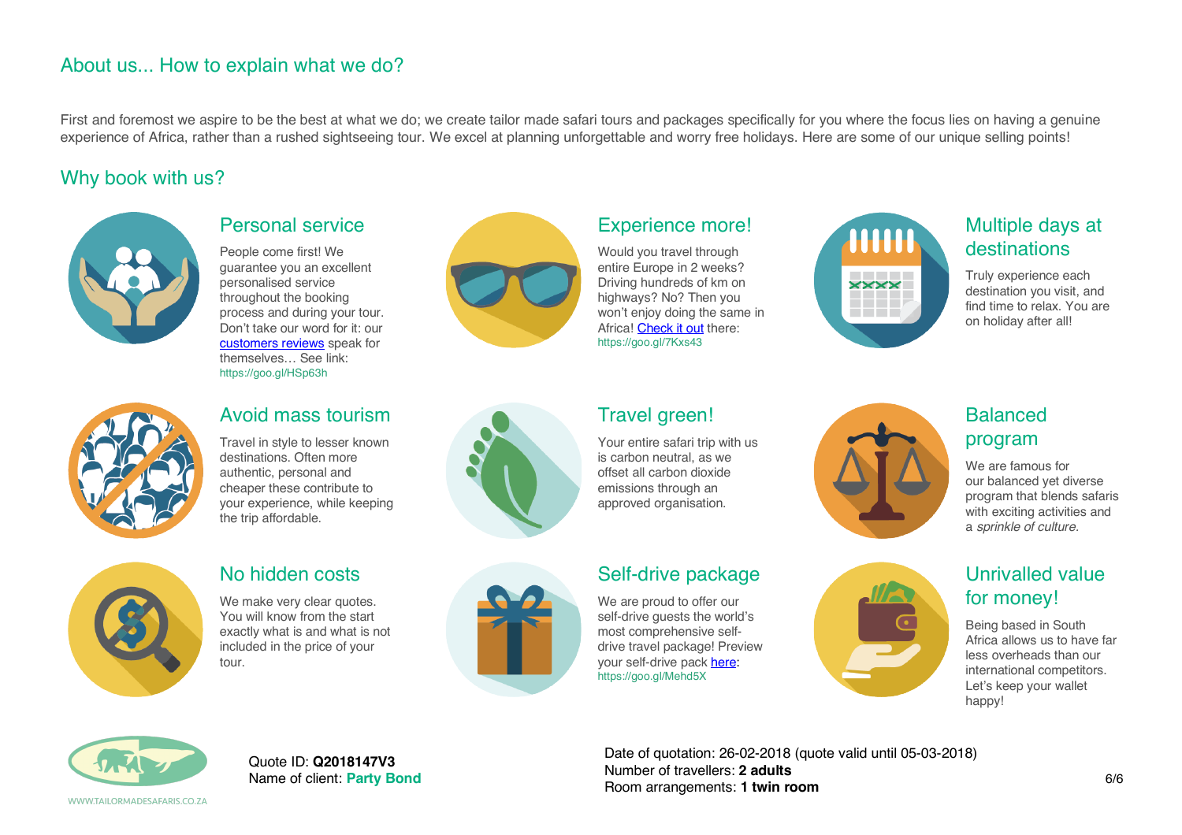## About us... How to explain what we do?

First and foremost we aspire to be the best at what we do; we create tailor made safari tours and packages specifically for you where the focus lies on having a genuine experience of Africa, rather than a rushed sightseeing tour. We excel at planning unforgettable and worry free holidays. Here are some of our unique selling points!

## Why book with us?

### Personal service

People come first! We guarantee you an excellent personalised service throughout the booking process and during your tour. Don't take our word for it: our customers reviews speak for themselves… See link: https://goo.gl/HSp63h

### Experience more!

Would you travel through entire Europe in 2 weeks? Driving hundreds of km on highways? No? Then you won't enjoy doing the same in Africa! Check it out there: https://goo.gl/7Kxs43

### Multiple days at destinations

Truly experience each destination you visit, and find time to relax. You are on holiday after all!

### Avoid mass tourism

Travel in style to lesser known destinations. Often more authentic, personal and cheaper these contribute to your experience, while keeping the trip affordable.

### Travel green!

Your entire safari trip with us is carbon neutral, as we offset all carbon dioxide emissions through an approved organisation.

### Balanced program

We are famous for our balanced yet diverse program that blends safaris with exciting activities and a *sprinkle of culture.*

### No hidden costs

We make very clear quotes. You will know from the start exactly what is and what is not included in the price of your tour.

### Self-drive package

We are proud to offer our self-drive guests the world's most comprehensive self-drive travel package! Preview your self-drive pack here: https://goo.gl/Mehd5X

### Unrivalled value for money!

Being based in South Africa allows us to have far less overheads than our international competitors. Let's keep your wallet happy!

WWW.TAILORMADESAFARIS.CO.ZA

Quote ID: **Q2018147V3**
Name of client: **Party Bond**

Date of quotation: 26-02-2018 (quote valid until 05-03-2018)
Number of travellers: **2 adults**
Room arrangements: **1 twin room**